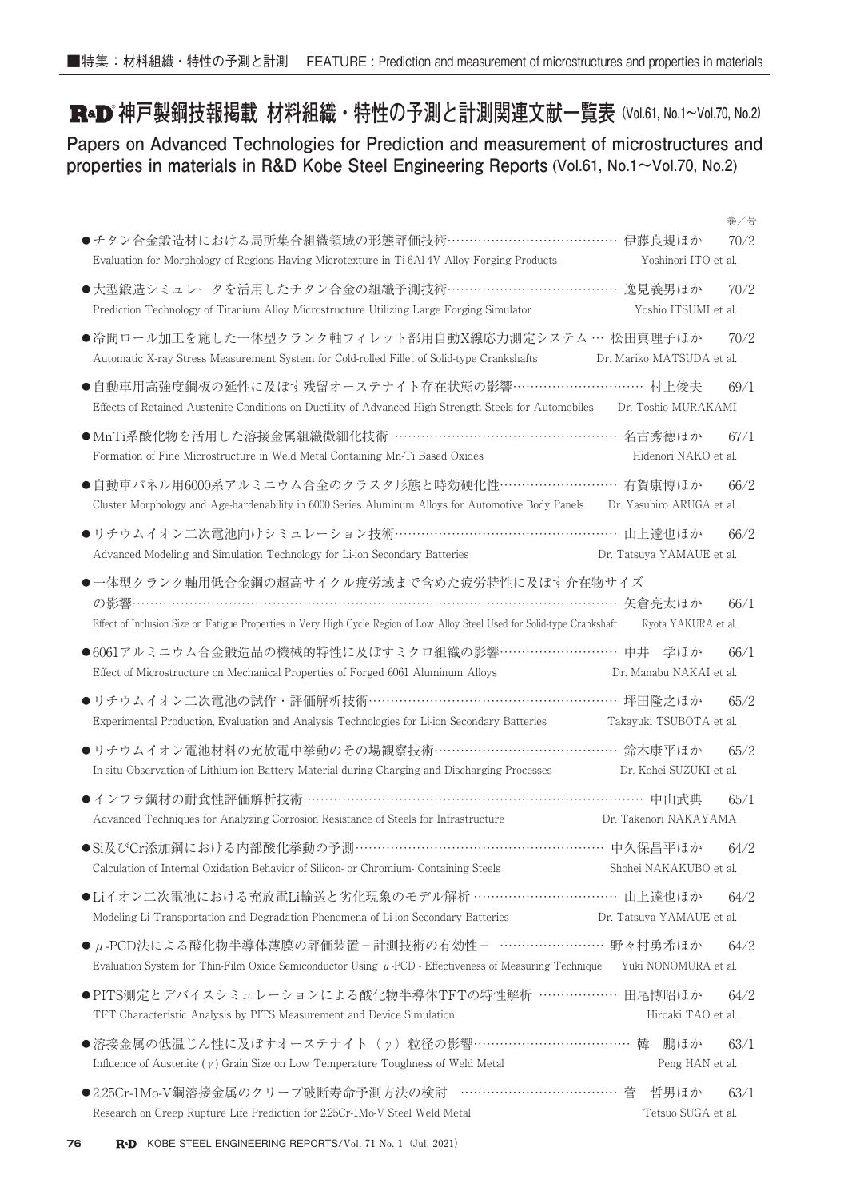■特集：材料組織・特性の予測と計測　FEATURE : Prediction and measurement of microstructures and properties in materials

# R&D 神戸製鋼技報掲載 材料組織・特性の予測と計測関連文献一覧表 (Vol.61, No.1～Vol.70, No.2)

## Papers on Advanced Technologies for Prediction and measurement of microstructures and properties in materials in R&D Kobe Steel Engineering Reports (Vol.61, No.1～Vol.70, No.2)

巻／号

- チタン合金鍛造材における局所集合組織領域の形態評価技術…………………………………… 伊藤良規ほか　70/2
  Evaluation for Morphology of Regions Having Microtexture in Ti-6Al-4V Alloy Forging Products　Yoshinori ITO et al.

- 大型鍛造シミュレータを活用したチタン合金の組織予測技術…………………………………… 逸見義男ほか　70/2
  Prediction Technology of Titanium Alloy Microstructure Utilizing Large Forging Simulator　Yoshio ITSUMI et al.

- 冷間ロール加工を施した一体型クランク軸フィレット部用自動X線応力測定システム … 松田真理子ほか　70/2
  Automatic X-ray Stress Measurement System for Cold-rolled Fillet of Solid-type Crankshafts　Dr. Mariko MATSUDA et al.

- 自動車用高強度鋼板の延性に及ぼす残留オーステナイト存在状態の影響………………………… 村上俊夫　69/1
  Effects of Retained Austenite Conditions on Ductility of Advanced High Strength Steels for Automobiles　Dr. Toshio MURAKAMI

- MnTi系酸化物を活用した溶接金属組織微細化技術 ……………………………………………… 名古秀徳ほか　67/1
  Formation of Fine Microstructure in Weld Metal Containing Mn-Ti Based Oxides　Hidenori NAKO et al.

- 自動車パネル用6000系アルミニウム合金のクラスタ形態と時効硬化性……………………… 有賀康博ほか　66/2
  Cluster Morphology and Age-hardenability in 6000 Series Aluminum Alloys for Automotive Body Panels　Dr. Yasuhiro ARUGA et al.

- リチウムイオン二次電池向けシミュレーション技術…………………………………………… 山上達也ほか　66/2
  Advanced Modeling and Simulation Technology for Li-ion Secondary Batteries　Dr. Tatsuya YAMAUE et al.

- 一体型クランク軸用低合金鋼の超高サイクル疲労域まで含めた疲労特性に及ぼす介在物サイズの影響……………………………………………………………………………………………………… 矢倉亮太ほか　66/1
  Effect of Inclusion Size on Fatigue Properties in Very High Cycle Region of Low Alloy Steel Used for Solid-type Crankshaft　Ryota YAKURA et al.

- 6061アルミニウム合金鍛造品の機械的特性に及ぼすミクロ組織の影響……………………… 中井　学ほか　66/1
  Effect of Microstructure on Mechanical Properties of Forged 6061 Aluminum Alloys　Dr. Manabu NAKAI et al.

- リチウムイオン二次電池の試作・評価解析技術………………………………………………… 坪田隆之ほか　65/2
  Experimental Production, Evaluation and Analysis Technologies for Li-ion Secondary Batteries　Takayuki TSUBOTA et al.

- リチウムイオン電池材料の充放電中挙動のその場観察技術…………………………………… 鈴木康平ほか　65/2
  In-situ Observation of Lithium-ion Battery Material during Charging and Discharging Processes　Dr. Kohei SUZUKI et al.

- インフラ鋼材の耐食性評価解析技術……………………………………………………………………… 中山武典　65/1
  Advanced Techniques for Analyzing Corrosion Resistance of Steels for Infrastructure　Dr. Takenori NAKAYAMA

- Si及びCr添加鋼における内部酸化挙動の予測………………………………………………… 中久保昌平ほか　64/2
  Calculation of Internal Oxidation Behavior of Silicon- or Chromium- Containing Steels　Shohei NAKAKUBO et al.

- Liイオン二次電池における充放電Li輸送と劣化現象のモデル解析 …………………………… 山上達也ほか　64/2
  Modeling Li Transportation and Degradation Phenomena of Li-ion Secondary Batteries　Dr. Tatsuya YAMAUE et al.

- $\mu$-PCD法による酸化物半導体薄膜の評価装置－計測技術の有効性－ …………………… 野々村勇希ほか　64/2
  Evaluation System for Thin-Film Oxide Semiconductor Using $\mu$-PCD - Effectiveness of Measuring Technique　Yuki NONOMURA et al.

- PITS測定とデバイスシミュレーションによる酸化物半導体TFTの特性解析 ……………… 田尾博昭ほか　64/2
  TFT Characteristic Analysis by PITS Measurement and Device Simulation　Hiroaki TAO et al.

- 溶接金属の低温じん性に及ぼすオーステナイト（$\gamma$）粒径の影響……………………………… 韓　鵬ほか　63/1
  Influence of Austenite ($\gamma$) Grain Size on Low Temperature Toughness of Weld Metal　Peng HAN et al.

- 2.25Cr-1Mo-V鋼溶接金属のクリープ破断寿命予測方法の検討 ……………………………… 菅　哲男ほか　63/1
  Research on Creep Rupture Life Prediction for 2.25Cr-1Mo-V Steel Weld Metal　Tetsuo SUGA et al.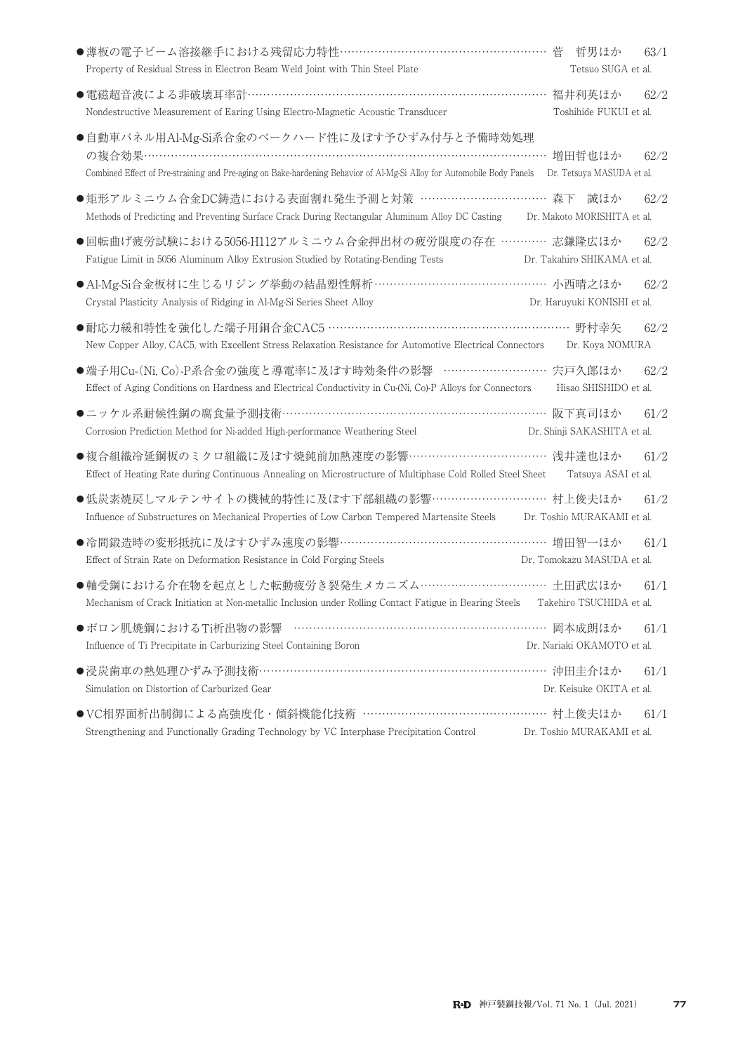●薄板の電子ビーム溶接継手における残留応力特性…………………………………………………… 菅　哲男ほか　63/1
Property of Residual Stress in Electron Beam Weld Joint with Thin Steel Plate　Tetsuo SUGA et al.

●電磁超音波による非破壊耳率計………………………………………………………………………… 福井利英ほか　62/2
Nondestructive Measurement of Earing Using Electro-Magnetic Acoustic Transducer　Toshihide FUKUI et al.

●自動車パネル用Al-Mg-Si系合金のベークハード性に及ぼす予ひずみ付与と予備時効処理の複合効果……………………………………………………………………………………………… 増田哲也ほか　62/2
Combined Effect of Pre-straining and Pre-aging on Bake-hardening Behavior of Al-Mg-Si Alloy for Automobile Body Panels　Dr. Tetsuya MASUDA et al.

●矩形アルミニウム合金DC鋳造における表面割れ発生予測と対策 …………………………… 森下　誠ほか　62/2
Methods of Predicting and Preventing Surface Crack During Rectangular Aluminum Alloy DC Casting　Dr. Makoto MORISHITA et al.

●回転曲げ疲労試験における5056-H112アルミニウム合金押出材の疲労限度の存在 ………… 志鎌隆広ほか　62/2
Fatigue Limit in 5056 Aluminum Alloy Extrusion Studied by Rotating-Bending Tests　Dr. Takahiro SHIKAMA et al.

●Al-Mg-Si合金板材に生じるリジング挙動の結晶塑性解析……………………………………… 小西晴之ほか　62/2
Crystal Plasticity Analysis of Ridging in Al-Mg-Si Series Sheet Alloy　Dr. Haruyuki KONISHI et al.

●耐応力緩和特性を強化した端子用銅合金CAC5 ………………………………………………………… 野村幸矢　62/2
New Copper Alloy, CAC5, with Excellent Stress Relaxation Resistance for Automotive Electrical Connectors　Dr. Koya NOMURA

●端子用Cu-(Ni, Co)-P系合金の強度と導電率に及ぼす時効条件の影響 ……………………… 宍戸久郎ほか　62/2
Effect of Aging Conditions on Hardness and Electrical Conductivity in Cu-(Ni, Co)-P Alloys for Connectors　Hisao SHISHIDO et al.

●ニッケル系耐候性鋼の腐食量予測技術…………………………………………………………… 阪下真司ほか　61/2
Corrosion Prediction Method for Ni-added High-performance Weathering Steel　Dr. Shinji SAKASHITA et al.

●複合組織冷延鋼板のミクロ組織に及ぼす焼鈍前加熱速度の影響……………………………… 浅井達也ほか　61/2
Effect of Heating Rate during Continuous Annealing on Microstructure of Multiphase Cold Rolled Steel Sheet　Tatsuya ASAI et al.

●低炭素焼戻しマルテンサイトの機械的特性に及ぼす下部組織の影響………………………… 村上俊夫ほか　61/2
Influence of Substructures on Mechanical Properties of Low Carbon Tempered Martensite Steels　Dr. Toshio MURAKAMI et al.

●冷間鍛造時の変形抵抗に及ぼすひずみ速度の影響……………………………………………… 増田智一ほか　61/1
Effect of Strain Rate on Deformation Resistance in Cold Forging Steels　Dr. Tomokazu MASUDA et al.

●軸受鋼における介在物を起点とした転動疲労き裂発生メカニズム…………………………… 土田武広ほか　61/1
Mechanism of Crack Initiation at Non-metallic Inclusion under Rolling Contact Fatigue in Bearing Steels　Takehiro TSUCHIDA et al.

●ボロン肌焼鋼におけるTi析出物の影響 …………………………………………………………… 岡本成朗ほか　61/1
Influence of Ti Precipitate in Carburizing Steel Containing Boron　Dr. Nariaki OKAMOTO et al.

●浸炭歯車の熱処理ひずみ予測技術………………………………………………………………… 沖田圭介ほか　61/1
Simulation on Distortion of Carburized Gear　Dr. Keisuke OKITA et al.

●VC相界面析出制御による高強度化・傾斜機能化技術 ………………………………………… 村上俊夫ほか　61/1
Strengthening and Functionally Grading Technology by VC Interphase Precipitation Control　Dr. Toshio MURAKAMI et al.